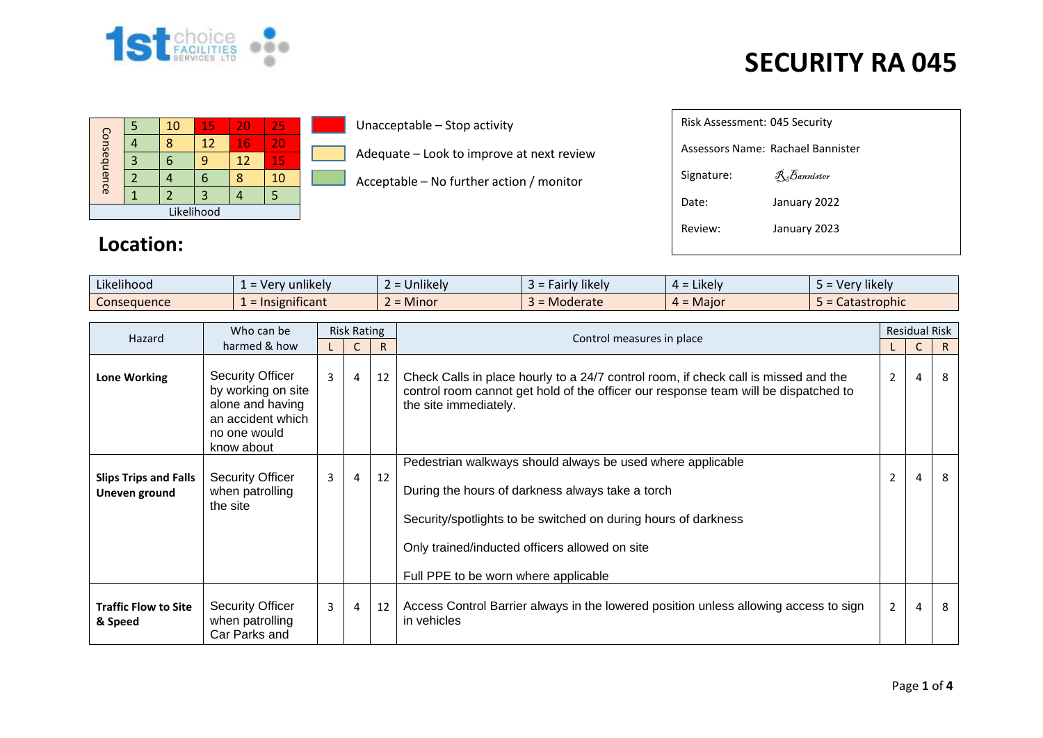# SECURITY RA 045

| Consequence | | | | | |
|---|---|---|---|---|---|
| | 5 | 10 | 15 | 20 | 25 |
| | 4 | 8 | 12 | 16 | 20 |
| | 3 | 6 | 9 | 12 | 15 |
| | 2 | 4 | 6 | 8 | 10 |
| | 1 | 2 | 3 | 4 | 5 |
| Likelihood | | | | | |

- Unacceptable – Stop activity
- Adequate – Look to improve at next review
- Acceptable – No further action / monitor

| | |
|---|---|
| Risk Assessment: 045 Security | |
| Assessors Name: Rachael Bannister | |
| Signature: | R.Bannister |
| Date: | January 2022 |
| Review: | January 2023 |

## Location:

| Likelihood | 1 = Very unlikely | 2 = Unlikely | 3 = Fairly likely | 4 = Likely | 5 = Very likely |
|---|---|---|---|---|---|
| Consequence | 1 = Insignificant | 2 = Minor | 3 = Moderate | 4 = Major | 5 = Catastrophic |

| Hazard | Who can be harmed & how | Risk Rating | | | Control measures in place | Residual Risk | | |
|---|---|---|---|---|---|---|---|---|
| | | L | C | R | | L | C | R |
| **Lone Working** | Security Officer by working on site alone and having an accident which no one would know about | 3 | 4 | 12 | Check Calls in place hourly to a 24/7 control room, if check call is missed and the control room cannot get hold of the officer our response team will be dispatched to the site immediately. | 2 | 4 | 8 |
| **Slips Trips and Falls Uneven ground** | Security Officer when patrolling the site | 3 | 4 | 12 | Pedestrian walkways should always be used where applicable<br><br>During the hours of darkness always take a torch<br><br>Security/spotlights to be switched on during hours of darkness<br><br>Only trained/inducted officers allowed on site<br><br>Full PPE to be worn where applicable | 2 | 4 | 8 |
| **Traffic Flow to Site & Speed** | Security Officer when patrolling Car Parks and | 3 | 4 | 12 | Access Control Barrier always in the lowered position unless allowing access to sign in vehicles | 2 | 4 | 8 |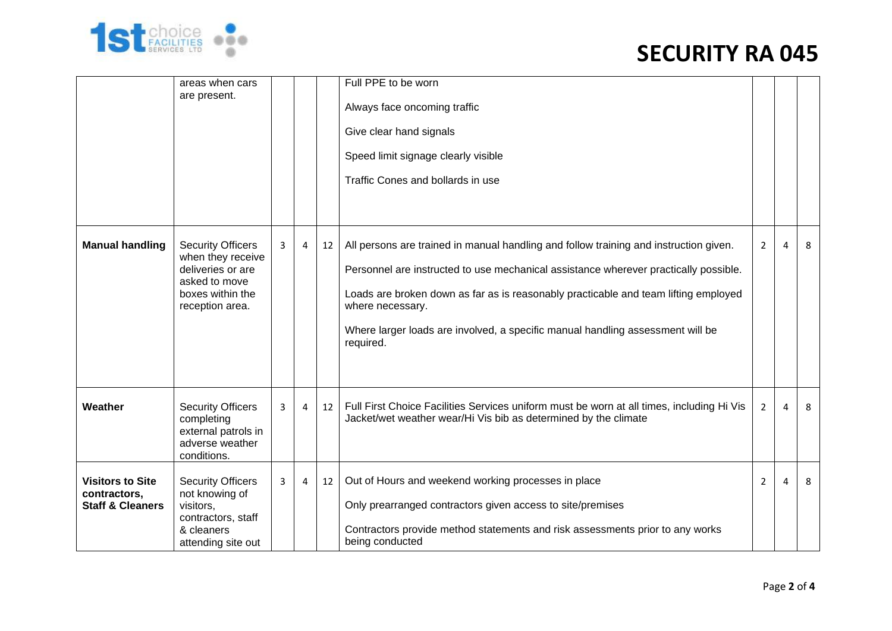| | | | | | | | | |
|---|---|---|---|---|---|---|---|---|
| | areas when cars are present. | | | | Full PPE to be worn<br><br>Always face oncoming traffic<br><br>Give clear hand signals<br><br>Speed limit signage clearly visible<br><br>Traffic Cones and bollards in use | | | |
| **Manual handling** | Security Officers when they receive deliveries or are asked to move boxes within the reception area. | 3 | 4 | 12 | All persons are trained in manual handling and follow training and instruction given.<br><br>Personnel are instructed to use mechanical assistance wherever practically possible.<br><br>Loads are broken down as far as is reasonably practicable and team lifting employed where necessary.<br><br>Where larger loads are involved, a specific manual handling assessment will be required. | 2 | 4 | 8 |
| **Weather** | Security Officers completing external patrols in adverse weather conditions. | 3 | 4 | 12 | Full First Choice Facilities Services uniform must be worn at all times, including Hi Vis Jacket/wet weather wear/Hi Vis bib as determined by the climate | 2 | 4 | 8 |
| **Visitors to Site contractors, Staff & Cleaners** | Security Officers not knowing of visitors, contractors, staff & cleaners attending site out | 3 | 4 | 12 | Out of Hours and weekend working processes in place<br><br>Only prearranged contractors given access to site/premises<br><br>Contractors provide method statements and risk assessments prior to any works being conducted | 2 | 4 | 8 |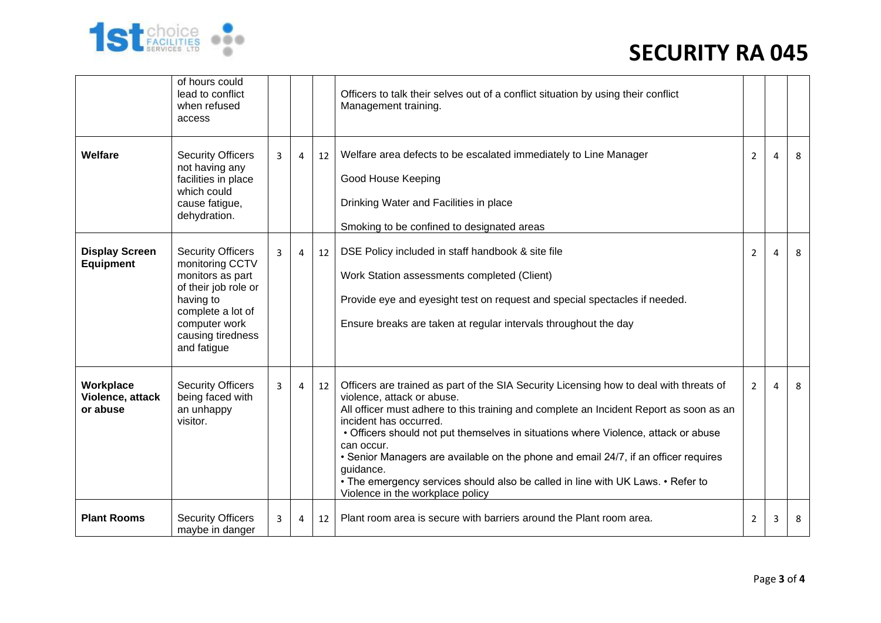# SECURITY RA 045

| | | | | | | | | |
|---|---|---|---|---|---|---|---|---|
| | of hours could lead to conflict when refused access | | | | Officers to talk their selves out of a conflict situation by using their conflict Management training. | | | |
| **Welfare** | Security Officers not having any facilities in place which could cause fatigue, dehydration. | 3 | 4 | 12 | Welfare area defects to be escalated immediately to Line Manager<br><br>Good House Keeping<br><br>Drinking Water and Facilities in place<br><br>Smoking to be confined to designated areas | 2 | 4 | 8 |
| **Display Screen Equipment** | Security Officers monitoring CCTV monitors as part of their job role or having to complete a lot of computer work causing tiredness and fatigue | 3 | 4 | 12 | DSE Policy included in staff handbook & site file<br><br>Work Station assessments completed (Client)<br><br>Provide eye and eyesight test on request and special spectacles if needed.<br><br>Ensure breaks are taken at regular intervals throughout the day | 2 | 4 | 8 |
| **Workplace Violence, attack or abuse** | Security Officers being faced with an unhappy visitor. | 3 | 4 | 12 | Officers are trained as part of the SIA Security Licensing how to deal with threats of violence, attack or abuse.<br>All officer must adhere to this training and complete an Incident Report as soon as an incident has occurred.<br>• Officers should not put themselves in situations where Violence, attack or abuse can occur.<br>• Senior Managers are available on the phone and email 24/7, if an officer requires guidance.<br>• The emergency services should also be called in line with UK Laws. • Refer to Violence in the workplace policy | 2 | 4 | 8 |
| **Plant Rooms** | Security Officers maybe in danger | 3 | 4 | 12 | Plant room area is secure with barriers around the Plant room area. | 2 | 3 | 8 |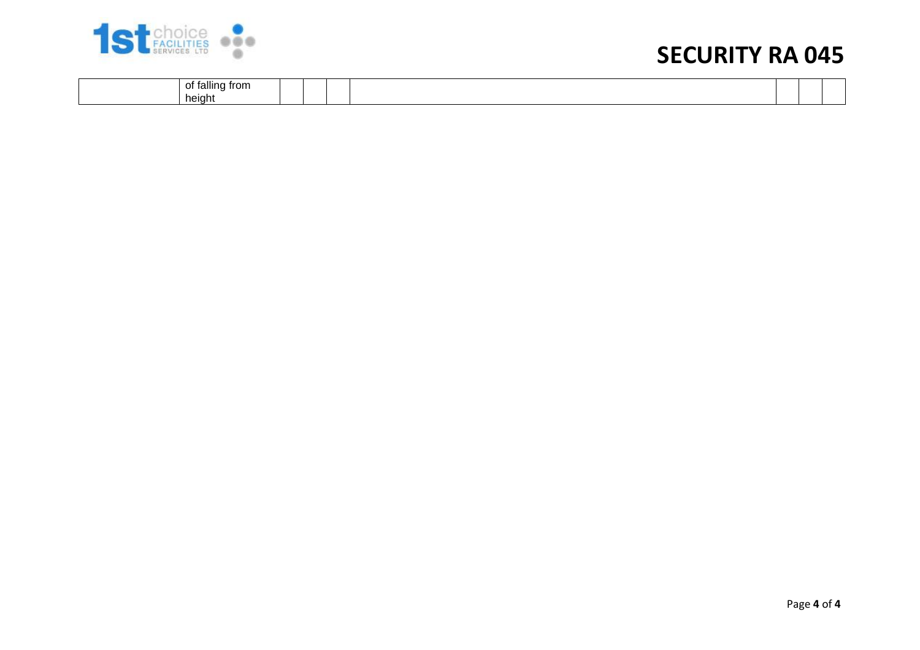| | | | | | | | | |
|---|---|---|---|---|---|---|---|---|
| | of falling from height | | | | | | | |